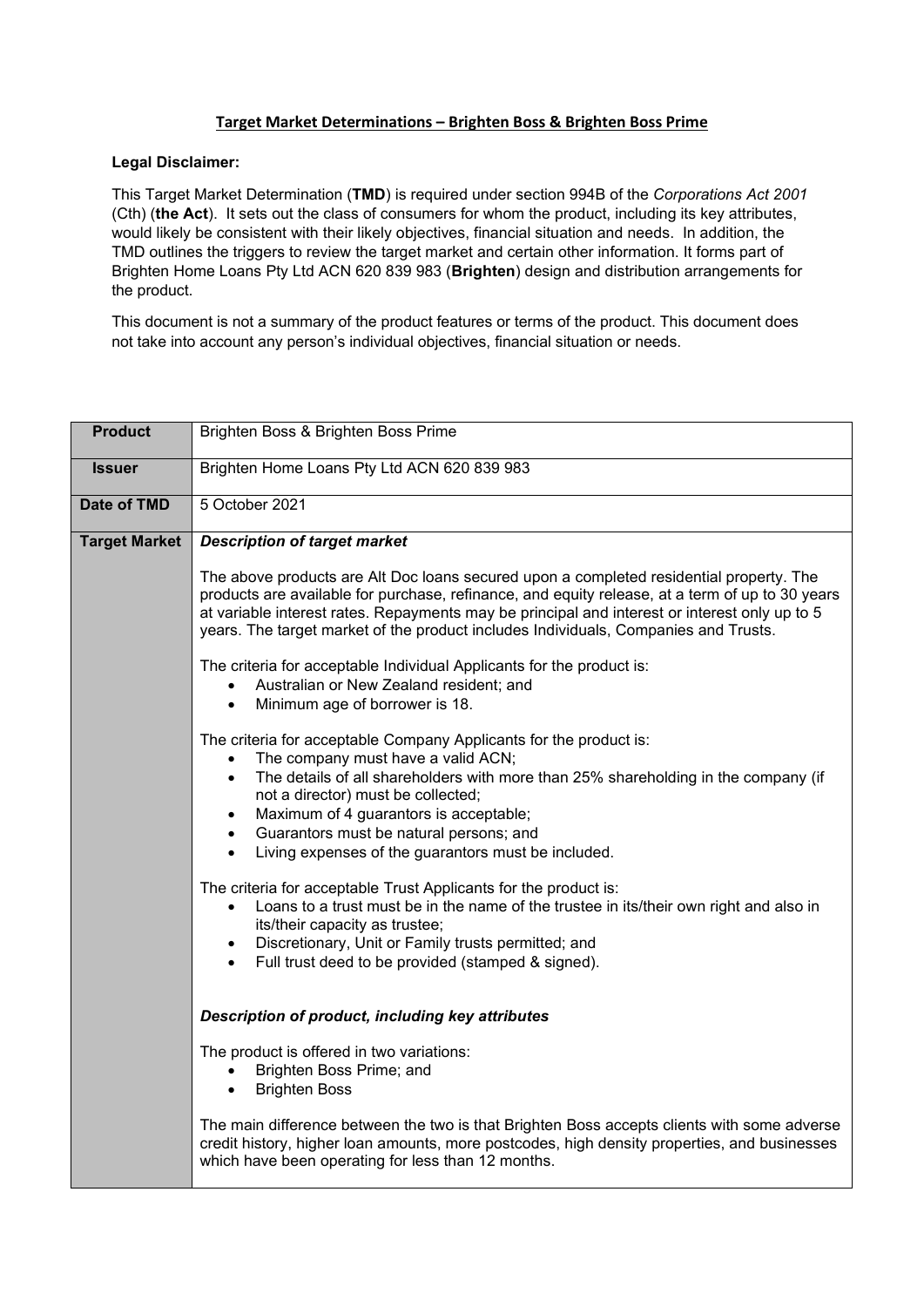# Target Market Determinations – Brighten Boss & Brighten Boss Prime

**Legal Disclaimer:**

This Target Market Determination (**TMD**) is required under section 994B of the *Corporations Act 2001* (Cth) (**the Act**). It sets out the class of consumers for whom the product, including its key attributes, would likely be consistent with their likely objectives, financial situation and needs. In addition, the TMD outlines the triggers to review the target market and certain other information. It forms part of Brighten Home Loans Pty Ltd ACN 620 839 983 (**Brighten**) design and distribution arrangements for the product.

This document is not a summary of the product features or terms of the product. This document does not take into account any person's individual objectives, financial situation or needs.

| **Product** | Brighten Boss & Brighten Boss Prime |
|---|---|
| **Issuer** | Brighten Home Loans Pty Ltd ACN 620 839 983 |
| **Date of TMD** | 5 October 2021 |
| **Target Market** | ***Description of target market***<br><br>The above products are Alt Doc loans secured upon a completed residential property. The products are available for purchase, refinance, and equity release, at a term of up to 30 years at variable interest rates. Repayments may be principal and interest or interest only up to 5 years. The target market of the product includes Individuals, Companies and Trusts.<br><br>The criteria for acceptable Individual Applicants for the product is:<br>• Australian or New Zealand resident; and<br>• Minimum age of borrower is 18.<br><br>The criteria for acceptable Company Applicants for the product is:<br>• The company must have a valid ACN;<br>• The details of all shareholders with more than 25% shareholding in the company (if not a director) must be collected;<br>• Maximum of 4 guarantors is acceptable;<br>• Guarantors must be natural persons; and<br>• Living expenses of the guarantors must be included.<br><br>The criteria for acceptable Trust Applicants for the product is:<br>• Loans to a trust must be in the name of the trustee in its/their own right and also in its/their capacity as trustee;<br>• Discretionary, Unit or Family trusts permitted; and<br>• Full trust deed to be provided (stamped & signed).<br><br>***Description of product, including key attributes***<br><br>The product is offered in two variations:<br>• Brighten Boss Prime; and<br>• Brighten Boss<br><br>The main difference between the two is that Brighten Boss accepts clients with some adverse credit history, higher loan amounts, more postcodes, high density properties, and businesses which have been operating for less than 12 months. |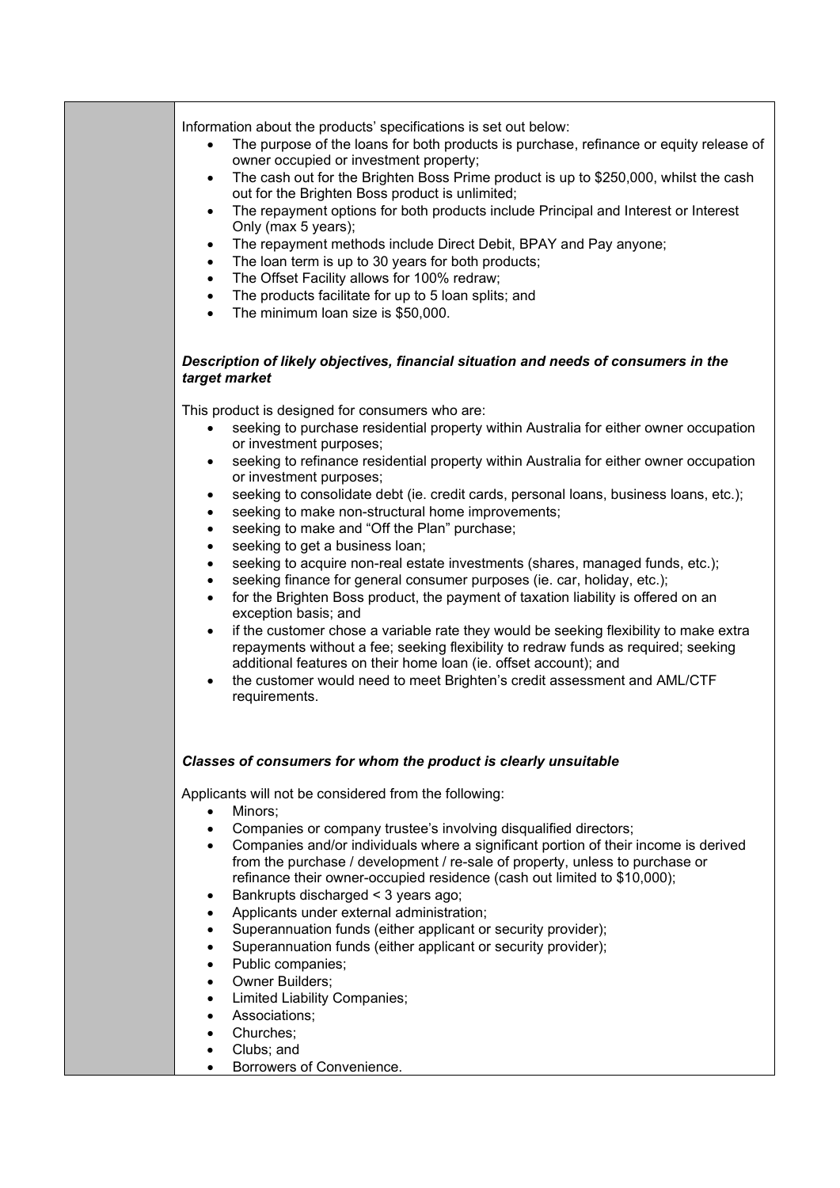Information about the products' specifications is set out below:

- The purpose of the loans for both products is purchase, refinance or equity release of owner occupied or investment property;
- The cash out for the Brighten Boss Prime product is up to $250,000, whilst the cash out for the Brighten Boss product is unlimited;
- The repayment options for both products include Principal and Interest or Interest Only (max 5 years);
- The repayment methods include Direct Debit, BPAY and Pay anyone;
- The loan term is up to 30 years for both products;
- The Offset Facility allows for 100% redraw;
- The products facilitate for up to 5 loan splits; and
- The minimum loan size is $50,000.

***Description of likely objectives, financial situation and needs of consumers in the target market***

This product is designed for consumers who are:

- seeking to purchase residential property within Australia for either owner occupation or investment purposes;
- seeking to refinance residential property within Australia for either owner occupation or investment purposes;
- seeking to consolidate debt (ie. credit cards, personal loans, business loans, etc.);
- seeking to make non-structural home improvements;
- seeking to make and "Off the Plan" purchase;
- seeking to get a business loan;
- seeking to acquire non-real estate investments (shares, managed funds, etc.);
- seeking finance for general consumer purposes (ie. car, holiday, etc.);
- for the Brighten Boss product, the payment of taxation liability is offered on an exception basis; and
- if the customer chose a variable rate they would be seeking flexibility to make extra repayments without a fee; seeking flexibility to redraw funds as required; seeking additional features on their home loan (ie. offset account); and
- the customer would need to meet Brighten's credit assessment and AML/CTF requirements.

***Classes of consumers for whom the product is clearly unsuitable***

Applicants will not be considered from the following:

- Minors;
- Companies or company trustee's involving disqualified directors;
- Companies and/or individuals where a significant portion of their income is derived from the purchase / development / re-sale of property, unless to purchase or refinance their owner-occupied residence (cash out limited to $10,000);
- Bankrupts discharged < 3 years ago;
- Applicants under external administration;
- Superannuation funds (either applicant or security provider);
- Superannuation funds (either applicant or security provider);
- Public companies;
- Owner Builders;
- Limited Liability Companies;
- Associations;
- Churches;
- Clubs; and
- Borrowers of Convenience.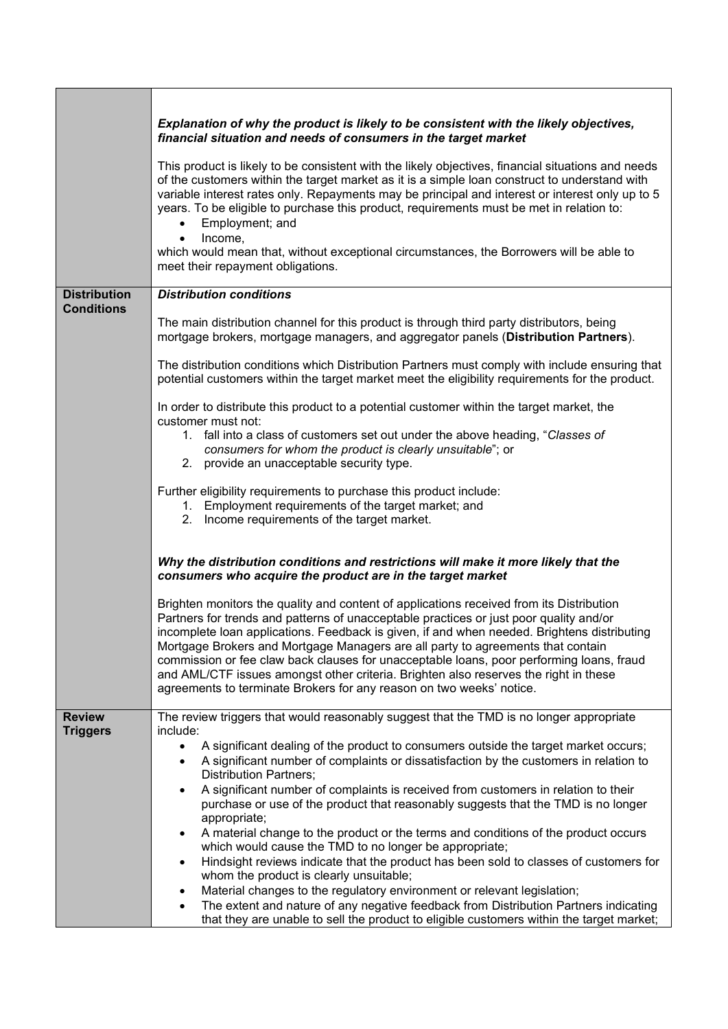| | |
|---|---|
| | ***Explanation of why the product is likely to be consistent with the likely objectives, financial situation and needs of consumers in the target market***<br><br>This product is likely to be consistent with the likely objectives, financial situations and needs of the customers within the target market as it is a simple loan construct to understand with variable interest rates only. Repayments may be principal and interest or interest only up to 5 years. To be eligible to purchase this product, requirements must be met in relation to:<br>• Employment; and<br>• Income,<br><br>which would mean that, without exceptional circumstances, the Borrowers will be able to meet their repayment obligations. |
| **Distribution Conditions** | ***Distribution conditions***<br><br>The main distribution channel for this product is through third party distributors, being mortgage brokers, mortgage managers, and aggregator panels (**Distribution Partners**).<br><br>The distribution conditions which Distribution Partners must comply with include ensuring that potential customers within the target market meet the eligibility requirements for the product.<br><br>In order to distribute this product to a potential customer within the target market, the customer must not:<br>1. fall into a class of customers set out under the above heading, "*Classes of consumers for whom the product is clearly unsuitable*"; or<br>2. provide an unacceptable security type.<br><br>Further eligibility requirements to purchase this product include:<br>1. Employment requirements of the target market; and<br>2. Income requirements of the target market.<br><br>***Why the distribution conditions and restrictions will make it more likely that the consumers who acquire the product are in the target market***<br><br>Brighten monitors the quality and content of applications received from its Distribution Partners for trends and patterns of unacceptable practices or just poor quality and/or incomplete loan applications. Feedback is given, if and when needed. Brightens distributing Mortgage Brokers and Mortgage Managers are all party to agreements that contain commission or fee claw back clauses for unacceptable loans, poor performing loans, fraud and AML/CTF issues amongst other criteria. Brighten also reserves the right in these agreements to terminate Brokers for any reason on two weeks' notice. |
| **Review Triggers** | The review triggers that would reasonably suggest that the TMD is no longer appropriate include:<br>• A significant dealing of the product to consumers outside the target market occurs;<br>• A significant number of complaints or dissatisfaction by the customers in relation to Distribution Partners;<br>• A significant number of complaints is received from customers in relation to their purchase or use of the product that reasonably suggests that the TMD is no longer appropriate;<br>• A material change to the product or the terms and conditions of the product occurs which would cause the TMD to no longer be appropriate;<br>• Hindsight reviews indicate that the product has been sold to classes of customers for whom the product is clearly unsuitable;<br>• Material changes to the regulatory environment or relevant legislation;<br>• The extent and nature of any negative feedback from Distribution Partners indicating that they are unable to sell the product to eligible customers within the target market; |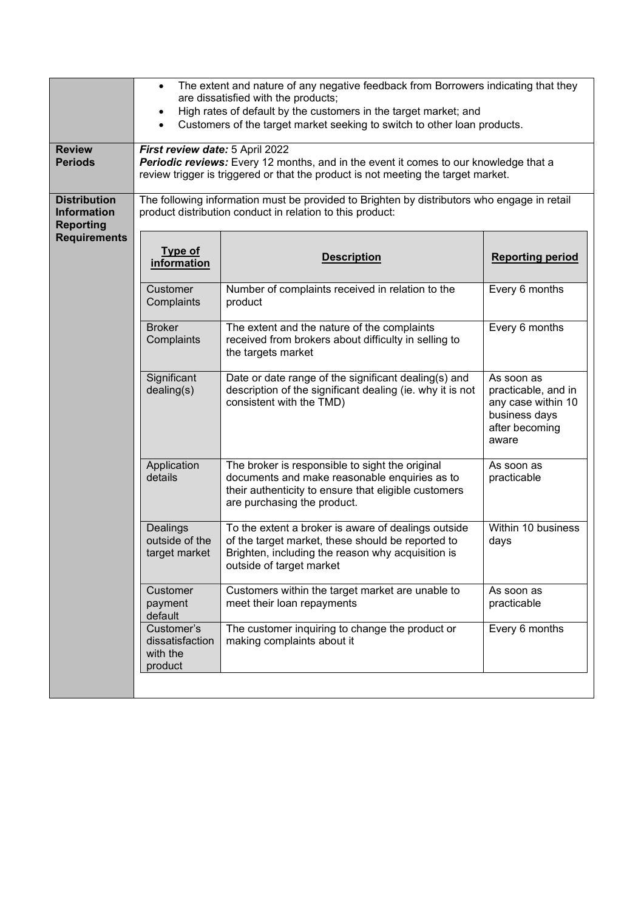| | |
|---|---|
| | • The extent and nature of any negative feedback from Borrowers indicating that they are dissatisfied with the products;<br>• High rates of default by the customers in the target market; and<br>• Customers of the target market seeking to switch to other loan products. |
| **Review Periods** | ***First review date:*** 5 April 2022<br>***Periodic reviews:*** Every 12 months, and in the event it comes to our knowledge that a review trigger is triggered or that the product is not meeting the target market. |
| **Distribution Information Reporting Requirements** | The following information must be provided to Brighten by distributors who engage in retail product distribution conduct in relation to this product: |

| **Type of information** | **Description** | **Reporting period** |
|---|---|---|
| Customer Complaints | Number of complaints received in relation to the product | Every 6 months |
| Broker Complaints | The extent and the nature of the complaints received from brokers about difficulty in selling to the targets market | Every 6 months |
| Significant dealing(s) | Date or date range of the significant dealing(s) and description of the significant dealing (ie. why it is not consistent with the TMD) | As soon as practicable, and in any case within 10 business days after becoming aware |
| Application details | The broker is responsible to sight the original documents and make reasonable enquiries as to their authenticity to ensure that eligible customers are purchasing the product. | As soon as practicable |
| Dealings outside of the target market | To the extent a broker is aware of dealings outside of the target market, these should be reported to Brighten, including the reason why acquisition is outside of target market | Within 10 business days |
| Customer payment default | Customers within the target market are unable to meet their loan repayments | As soon as practicable |
| Customer's dissatisfaction with the product | The customer inquiring to change the product or making complaints about it | Every 6 months |